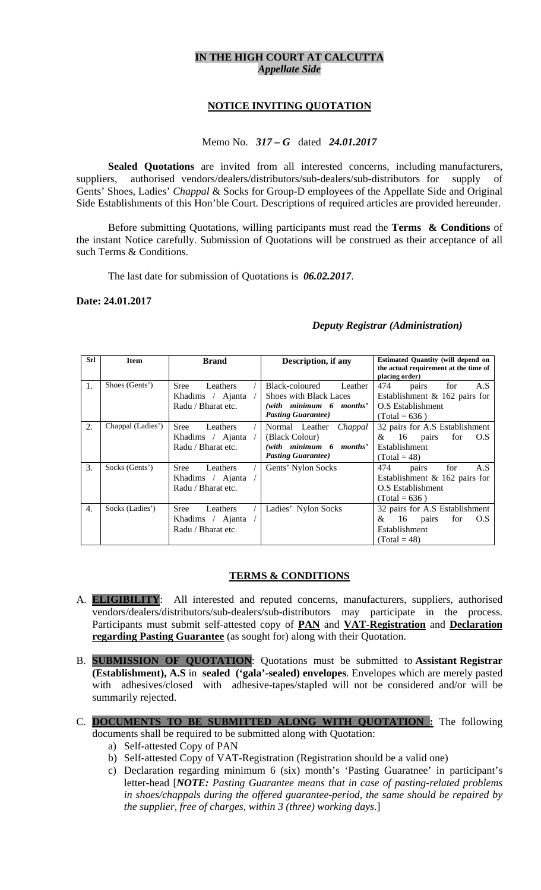**IN THE HIGH COURT AT CALCUTTA**
***Appellate Side***

**NOTICE INVITING QUOTATION**

Memo No. ***317 – G*** dated ***24.01.2017***

**Sealed Quotations** are invited from all interested concerns, including manufacturers, suppliers, authorised vendors/dealers/distributors/sub-dealers/sub-distributors for supply of Gents' Shoes, Ladies' *Chappal* & Socks for Group-D employees of the Appellate Side and Original Side Establishments of this Hon'ble Court. Descriptions of required articles are provided hereunder.

Before submitting Quotations, willing participants must read the **Terms & Conditions** of the instant Notice carefully. Submission of Quotations will be construed as their acceptance of all such Terms & Conditions.

The last date for submission of Quotations is ***06.02.2017***.

**Date: 24.01.2017**

***Deputy Registrar (Administration)***

| Srl | Item | Brand | Description, if any | Estimated Quantity (will depend on the actual requirement at the time of placing order) |
|---|---|---|---|---|
| 1. | Shoes (Gents') | Sree Leathers / Khadims / Ajanta / Radu / Bharat etc. | Black-coloured Leather Shoes with Black Laces ***(with minimum 6 months' Pasting Guarantee)*** | 474 pairs for A.S Establishment & 162 pairs for O.S Establishment (Total = 636 ) |
| 2. | Chappal (Ladies') | Sree Leathers / Khadims / Ajanta / Radu / Bharat etc. | Normal Leather *Chappal* (Black Colour) ***(with minimum 6 months' Pasting Guarantee)*** | 32 pairs for A.S Establishment & 16 pairs for O.S Establishment (Total = 48) |
| 3. | Socks (Gents') | Sree Leathers / Khadims / Ajanta / Radu / Bharat etc. | Gents' Nylon Socks | 474 pairs for A.S Establishment & 162 pairs for O.S Establishment (Total = 636 ) |
| 4. | Socks (Ladies') | Sree Leathers / Khadims / Ajanta / Radu / Bharat etc. | Ladies' Nylon Socks | 32 pairs for A.S Establishment & 16 pairs for O.S Establishment (Total = 48) |

**TERMS & CONDITIONS**

A. **ELIGIBILITY**: All interested and reputed concerns, manufacturers, suppliers, authorised vendors/dealers/distributors/sub-dealers/sub-distributors may participate in the process. Participants must submit self-attested copy of **PAN** and **VAT-Registration** and **Declaration regarding Pasting Guarantee** (as sought for) along with their Quotation.

B. **SUBMISSION OF QUOTATION**: Quotations must be submitted to **Assistant Registrar (Establishment), A.S** in **sealed ('gala'-sealed) envelopes**. Envelopes which are merely pasted with adhesives/closed with adhesive-tapes/stapled will not be considered and/or will be summarily rejected.

C. **DOCUMENTS TO BE SUBMITTED ALONG WITH QUOTATION :** The following documents shall be required to be submitted along with Quotation:
   a) Self-attested Copy of PAN
   b) Self-attested Copy of VAT-Registration (Registration should be a valid one)
   c) Declaration regarding minimum 6 (six) month's 'Pasting Guaratnee' in participant's letter-head [***NOTE:*** *Pasting Guarantee means that in case of pasting-related problems in shoes/chappals during the offered guarantee-period, the same should be repaired by the supplier, free of charges, within 3 (three) working days*.]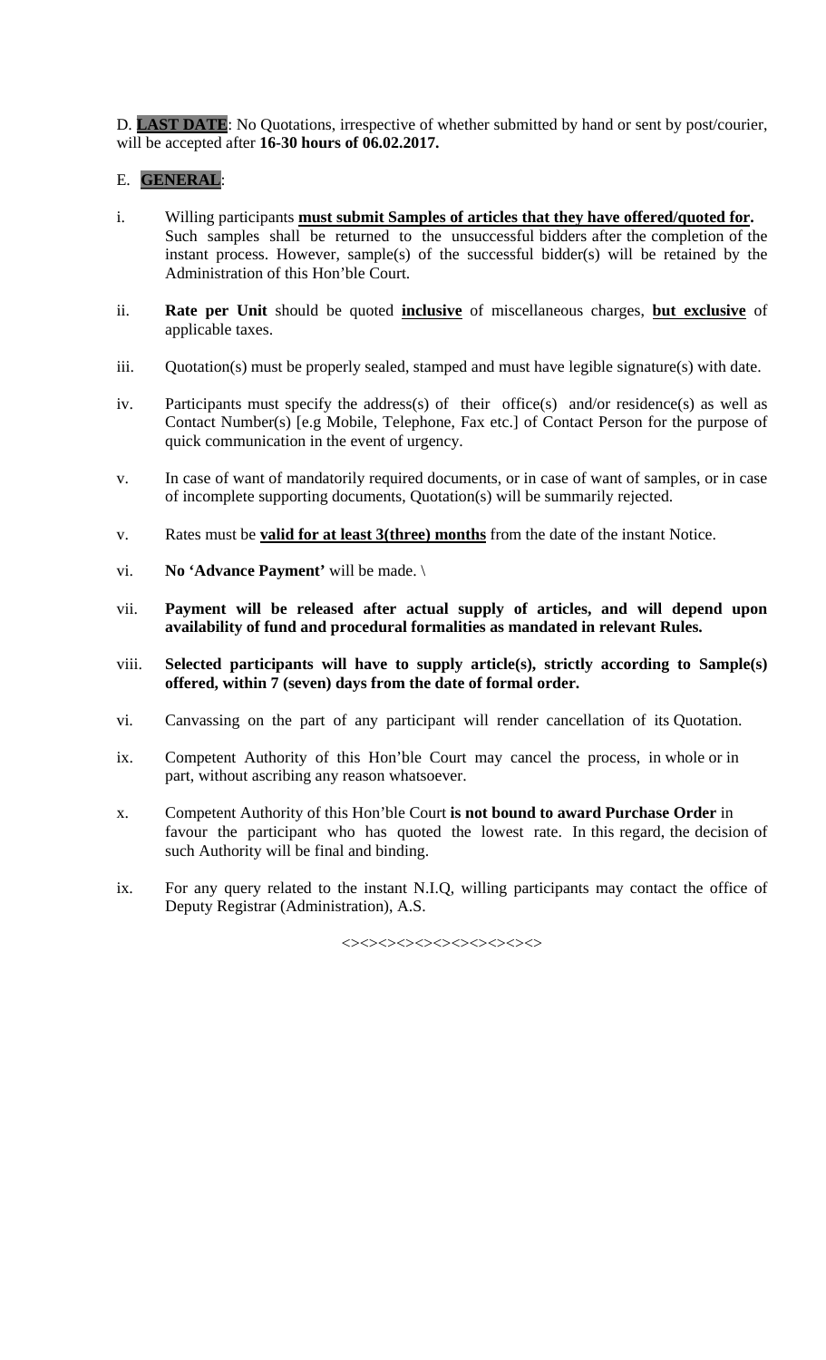D. **LAST DATE**: No Quotations, irrespective of whether submitted by hand or sent by post/courier, will be accepted after **16-30 hours of 06.02.2017.**

E. **GENERAL**:

i. Willing participants **must submit Samples of articles that they have offered/quoted for.** Such samples shall be returned to the unsuccessful bidders after the completion of the instant process. However, sample(s) of the successful bidder(s) will be retained by the Administration of this Hon'ble Court.

ii. **Rate per Unit** should be quoted **inclusive** of miscellaneous charges, **but exclusive** of applicable taxes.

iii. Quotation(s) must be properly sealed, stamped and must have legible signature(s) with date.

iv. Participants must specify the address(s) of their office(s) and/or residence(s) as well as Contact Number(s) [e.g Mobile, Telephone, Fax etc.] of Contact Person for the purpose of quick communication in the event of urgency.

v. In case of want of mandatorily required documents, or in case of want of samples, or in case of incomplete supporting documents, Quotation(s) will be summarily rejected.

v. Rates must be **valid for at least 3(three) months** from the date of the instant Notice.

vi. **No 'Advance Payment'** will be made. \

vii. **Payment will be released after actual supply of articles, and will depend upon availability of fund and procedural formalities as mandated in relevant Rules.**

viii. **Selected participants will have to supply article(s), strictly according to Sample(s) offered, within 7 (seven) days from the date of formal order.**

vi. Canvassing on the part of any participant will render cancellation of its Quotation.

ix. Competent Authority of this Hon'ble Court may cancel the process, in whole or in part, without ascribing any reason whatsoever.

x. Competent Authority of this Hon'ble Court **is not bound to award Purchase Order** in favour the participant who has quoted the lowest rate. In this regard, the decision of such Authority will be final and binding.

ix. For any query related to the instant N.I.Q, willing participants may contact the office of Deputy Registrar (Administration), A.S.

<><><><><><><><><><><>